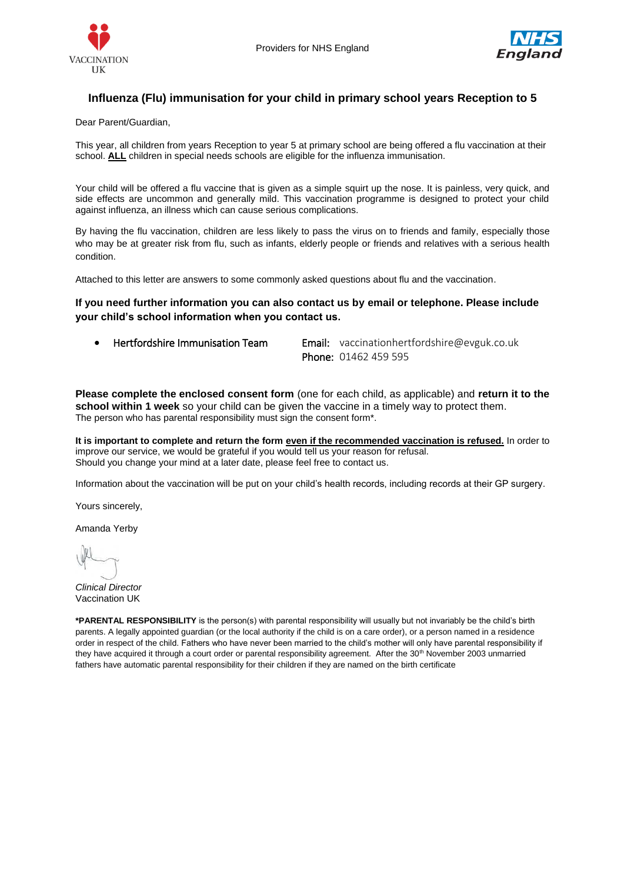VACCINATION UK

Providers for NHS England

NHS England

## Influenza (Flu) immunisation for your child in primary school years Reception to 5

Dear Parent/Guardian,

This year, all children from years Reception to year 5 at primary school are being offered a flu vaccination at their school. **ALL** children in special needs schools are eligible for the influenza immunisation.

Your child will be offered a flu vaccine that is given as a simple squirt up the nose. It is painless, very quick, and side effects are uncommon and generally mild. This vaccination programme is designed to protect your child against influenza, an illness which can cause serious complications.

By having the flu vaccination, children are less likely to pass the virus on to friends and family, especially those who may be at greater risk from flu, such as infants, elderly people or friends and relatives with a serious health condition.

Attached to this letter are answers to some commonly asked questions about flu and the vaccination.

**If you need further information you can also contact us by email or telephone. Please include your child's school information when you contact us.**

- Hertfordshire Immunisation Team — **Email:** vaccinationhertfordshire@evguk.co.uk **Phone:** 01462 459 595

**Please complete the enclosed consent form** (one for each child, as applicable) and **return it to the school within 1 week** so your child can be given the vaccine in a timely way to protect them.
The person who has parental responsibility must sign the consent form*.

**It is important to complete and return the form even if the recommended vaccination is refused.** In order to improve our service, we would be grateful if you would tell us your reason for refusal.
Should you change your mind at a later date, please feel free to contact us.

Information about the vaccination will be put on your child's health records, including records at their GP surgery.

Yours sincerely,

Amanda Yerby

*Clinical Director*
Vaccination UK

***PARENTAL RESPONSIBILITY** is the person(s) with parental responsibility will usually but not invariably be the child's birth parents. A legally appointed guardian (or the local authority if the child is on a care order), or a person named in a residence order in respect of the child. Fathers who have never been married to the child's mother will only have parental responsibility if they have acquired it through a court order or parental responsibility agreement. After the 30th November 2003 unmarried fathers have automatic parental responsibility for their children if they are named on the birth certificate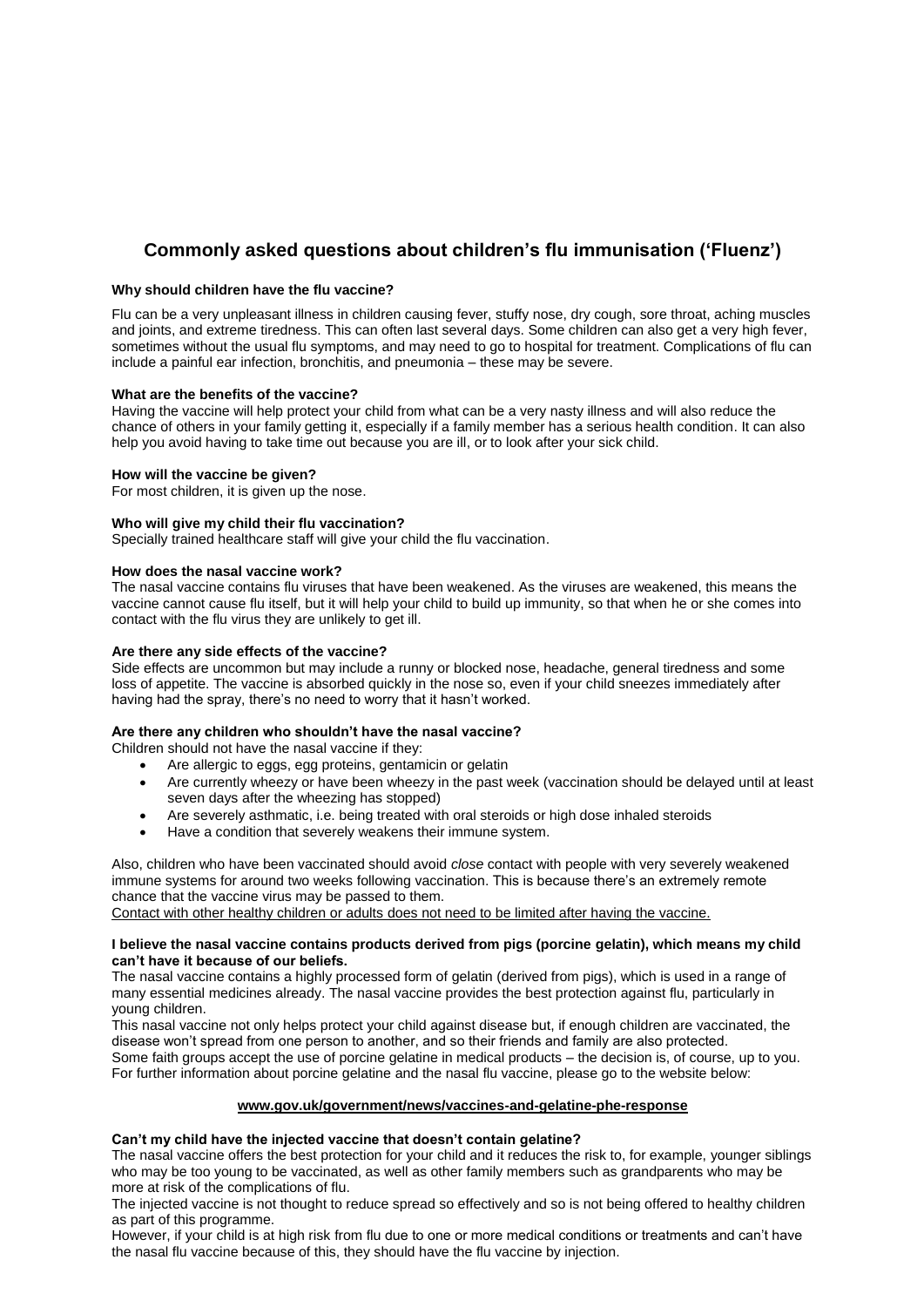## Commonly asked questions about children's flu immunisation ('Fluenz')

**Why should children have the flu vaccine?**

Flu can be a very unpleasant illness in children causing fever, stuffy nose, dry cough, sore throat, aching muscles and joints, and extreme tiredness. This can often last several days. Some children can also get a very high fever, sometimes without the usual flu symptoms, and may need to go to hospital for treatment. Complications of flu can include a painful ear infection, bronchitis, and pneumonia – these may be severe.

**What are the benefits of the vaccine?**

Having the vaccine will help protect your child from what can be a very nasty illness and will also reduce the chance of others in your family getting it, especially if a family member has a serious health condition. It can also help you avoid having to take time out because you are ill, or to look after your sick child.

**How will the vaccine be given?**

For most children, it is given up the nose.

**Who will give my child their flu vaccination?**

Specially trained healthcare staff will give your child the flu vaccination.

**How does the nasal vaccine work?**

The nasal vaccine contains flu viruses that have been weakened. As the viruses are weakened, this means the vaccine cannot cause flu itself, but it will help your child to build up immunity, so that when he or she comes into contact with the flu virus they are unlikely to get ill.

**Are there any side effects of the vaccine?**

Side effects are uncommon but may include a runny or blocked nose, headache, general tiredness and some loss of appetite. The vaccine is absorbed quickly in the nose so, even if your child sneezes immediately after having had the spray, there's no need to worry that it hasn't worked.

**Are there any children who shouldn't have the nasal vaccine?**

Children should not have the nasal vaccine if they:

- Are allergic to eggs, egg proteins, gentamicin or gelatin
- Are currently wheezy or have been wheezy in the past week (vaccination should be delayed until at least seven days after the wheezing has stopped)
- Are severely asthmatic, i.e. being treated with oral steroids or high dose inhaled steroids
- Have a condition that severely weakens their immune system.

Also, children who have been vaccinated should avoid *close* contact with people with very severely weakened immune systems for around two weeks following vaccination. This is because there's an extremely remote chance that the vaccine virus may be passed to them.

<u>Contact with other healthy children or adults does not need to be limited after having the vaccine.</u>

**I believe the nasal vaccine contains products derived from pigs (porcine gelatin), which means my child can't have it because of our beliefs.**

The nasal vaccine contains a highly processed form of gelatin (derived from pigs), which is used in a range of many essential medicines already. The nasal vaccine provides the best protection against flu, particularly in young children.

This nasal vaccine not only helps protect your child against disease but, if enough children are vaccinated, the disease won't spread from one person to another, and so their friends and family are also protected.

Some faith groups accept the use of porcine gelatine in medical products – the decision is, of course, up to you. For further information about porcine gelatine and the nasal flu vaccine, please go to the website below:

**www.gov.uk/government/news/vaccines-and-gelatine-phe-response**

**Can't my child have the injected vaccine that doesn't contain gelatine?**

The nasal vaccine offers the best protection for your child and it reduces the risk to, for example, younger siblings who may be too young to be vaccinated, as well as other family members such as grandparents who may be more at risk of the complications of flu.

The injected vaccine is not thought to reduce spread so effectively and so is not being offered to healthy children as part of this programme.

However, if your child is at high risk from flu due to one or more medical conditions or treatments and can't have the nasal flu vaccine because of this, they should have the flu vaccine by injection.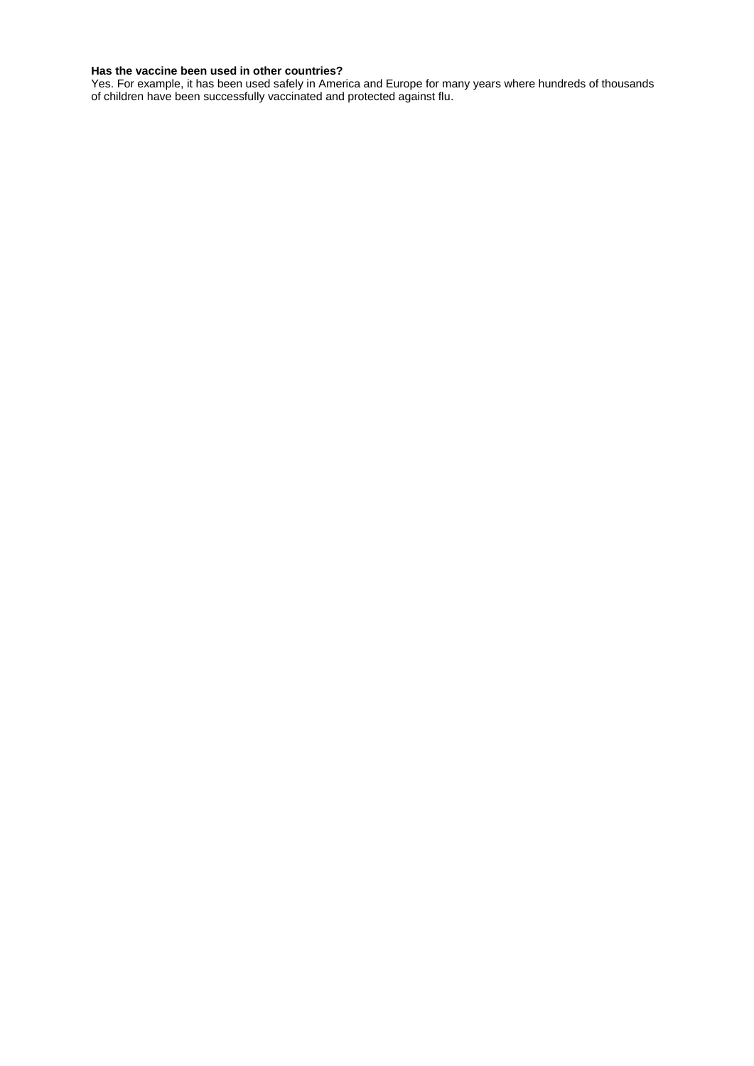**Has the vaccine been used in other countries?**

Yes. For example, it has been used safely in America and Europe for many years where hundreds of thousands of children have been successfully vaccinated and protected against flu.